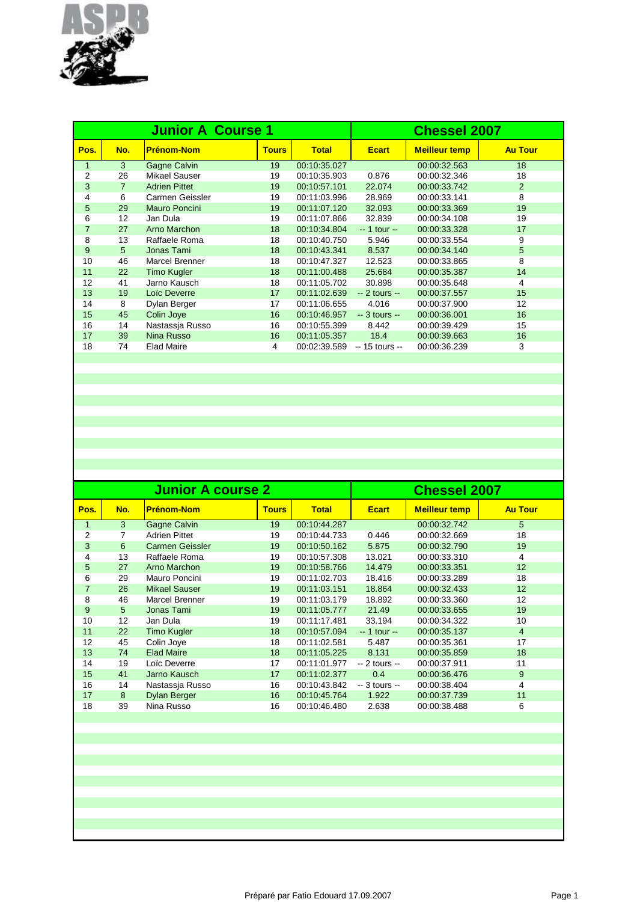ASPB

## Junior A Course 1 — Chessel 2007

| Pos. | No. | Prénom-Nom | Tours | Total | Ecart | Meilleur temp | Au Tour |
|---|---|---|---|---|---|---|---|
| 1 | 3 | Gagne Calvin | 19 | 00:10:35.027 | | 00:00:32.563 | 18 |
| 2 | 26 | Mikael Sauser | 19 | 00:10:35.903 | 0.876 | 00:00:32.346 | 18 |
| 3 | 7 | Adrien Pittet | 19 | 00:10:57.101 | 22.074 | 00:00:33.742 | 2 |
| 4 | 6 | Carmen Geissler | 19 | 00:11:03.996 | 28.969 | 00:00:33.141 | 8 |
| 5 | 29 | Mauro Poncini | 19 | 00:11:07.120 | 32.093 | 00:00:33.369 | 19 |
| 6 | 12 | Jan Dula | 19 | 00:11:07.866 | 32.839 | 00:00:34.108 | 19 |
| 7 | 27 | Arno Marchon | 18 | 00:10:34.804 | -- 1 tour -- | 00:00:33.328 | 17 |
| 8 | 13 | Raffaele Roma | 18 | 00:10:40.750 | 5.946 | 00:00:33.554 | 9 |
| 9 | 5 | Jonas Tami | 18 | 00:10:43.341 | 8.537 | 00:00:34.140 | 5 |
| 10 | 46 | Marcel Brenner | 18 | 00:10:47.327 | 12.523 | 00:00:33.865 | 8 |
| 11 | 22 | Timo Kugler | 18 | 00:11:00.488 | 25.684 | 00:00:35.387 | 14 |
| 12 | 41 | Jarno Kausch | 18 | 00:11:05.702 | 30.898 | 00:00:35.648 | 4 |
| 13 | 19 | Loïc Deverre | 17 | 00:11:02.639 | -- 2 tours -- | 00:00:37.557 | 15 |
| 14 | 8 | Dylan Berger | 17 | 00:11:06.655 | 4.016 | 00:00:37.900 | 12 |
| 15 | 45 | Colin Joye | 16 | 00:10:46.957 | -- 3 tours -- | 00:00:36.001 | 16 |
| 16 | 14 | Nastassja Russo | 16 | 00:10:55.399 | 8.442 | 00:00:39.429 | 15 |
| 17 | 39 | Nina Russo | 16 | 00:11:05.357 | 18.4 | 00:00:39.663 | 16 |
| 18 | 74 | Elad Maire | 4 | 00:02:39.589 | -- 15 tours -- | 00:00:36.239 | 3 |

## Junior A course 2 — Chessel 2007

| Pos. | No. | Prénom-Nom | Tours | Total | Ecart | Meilleur temp | Au Tour |
|---|---|---|---|---|---|---|---|
| 1 | 3 | Gagne Calvin | 19 | 00:10:44.287 | | 00:00:32.742 | 5 |
| 2 | 7 | Adrien Pittet | 19 | 00:10:44.733 | 0.446 | 00:00:32.669 | 18 |
| 3 | 6 | Carmen Geissler | 19 | 00:10:50.162 | 5.875 | 00:00:32.790 | 19 |
| 4 | 13 | Raffaele Roma | 19 | 00:10:57.308 | 13.021 | 00:00:33.310 | 4 |
| 5 | 27 | Arno Marchon | 19 | 00:10:58.766 | 14.479 | 00:00:33.351 | 12 |
| 6 | 29 | Mauro Poncini | 19 | 00:11:02.703 | 18.416 | 00:00:33.289 | 18 |
| 7 | 26 | Mikael Sauser | 19 | 00:11:03.151 | 18.864 | 00:00:32.433 | 12 |
| 8 | 46 | Marcel Brenner | 19 | 00:11:03.179 | 18.892 | 00:00:33.360 | 12 |
| 9 | 5 | Jonas Tami | 19 | 00:11:05.777 | 21.49 | 00:00:33.655 | 19 |
| 10 | 12 | Jan Dula | 19 | 00:11:17.481 | 33.194 | 00:00:34.322 | 10 |
| 11 | 22 | Timo Kugler | 18 | 00:10:57.094 | -- 1 tour -- | 00:00:35.137 | 4 |
| 12 | 45 | Colin Joye | 18 | 00:11:02.581 | 5.487 | 00:00:35.361 | 17 |
| 13 | 74 | Elad Maire | 18 | 00:11:05.225 | 8.131 | 00:00:35.859 | 18 |
| 14 | 19 | Loïc Deverre | 17 | 00:11:01.977 | -- 2 tours -- | 00:00:37.911 | 11 |
| 15 | 41 | Jarno Kausch | 17 | 00:11:02.377 | 0.4 | 00:00:36.476 | 9 |
| 16 | 14 | Nastassja Russo | 16 | 00:10:43.842 | -- 3 tours -- | 00:00:38.404 | 4 |
| 17 | 8 | Dylan Berger | 16 | 00:10:45.764 | 1.922 | 00:00:37.739 | 11 |
| 18 | 39 | Nina Russo | 16 | 00:10:46.480 | 2.638 | 00:00:38.488 | 6 |

Préparé par Fatio Edouard 17.09.2007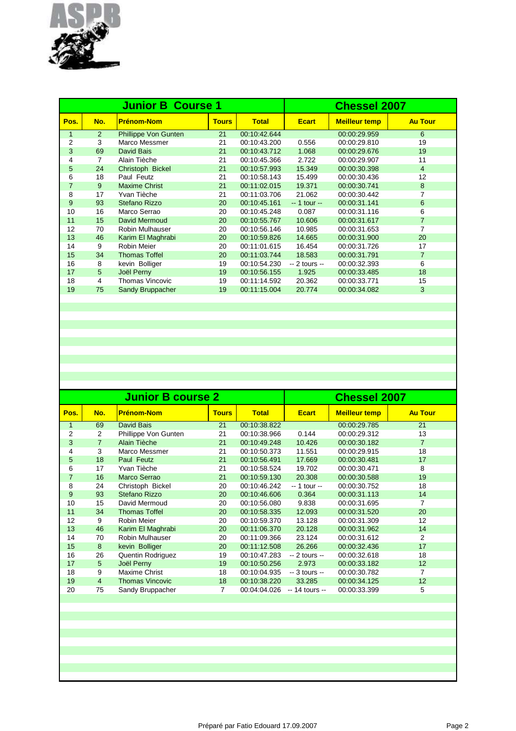## Junior B Course 1 — Chessel 2007

| Pos. | No. | Prénom-Nom | Tours | Total | Ecart | Meilleur temp | Au Tour |
|---|---|---|---|---|---|---|---|
| 1 | 2 | Phillippe Von Gunten | 21 | 00:10:42.644 | | 00:00:29.959 | 6 |
| 2 | 3 | Marco Messmer | 21 | 00:10:43.200 | 0.556 | 00:00:29.810 | 19 |
| 3 | 69 | David Bais | 21 | 00:10:43.712 | 1.068 | 00:00:29.676 | 19 |
| 4 | 7 | Alain Tièche | 21 | 00:10:45.366 | 2.722 | 00:00:29.907 | 11 |
| 5 | 24 | Christoph Bickel | 21 | 00:10:57.993 | 15.349 | 00:00:30.398 | 4 |
| 6 | 18 | Paul Feutz | 21 | 00:10:58.143 | 15.499 | 00:00:30.436 | 12 |
| 7 | 9 | Maxime Christ | 21 | 00:11:02.015 | 19.371 | 00:00:30.741 | 8 |
| 8 | 17 | Yvan Tièche | 21 | 00:11:03.706 | 21.062 | 00:00:30.442 | 7 |
| 9 | 93 | Stefano Rizzo | 20 | 00:10:45.161 | -- 1 tour -- | 00:00:31.141 | 6 |
| 10 | 16 | Marco Serrao | 20 | 00:10:45.248 | 0.087 | 00:00:31.116 | 6 |
| 11 | 15 | David Mermoud | 20 | 00:10:55.767 | 10.606 | 00:00:31.617 | 7 |
| 12 | 70 | Robin Mulhauser | 20 | 00:10:56.146 | 10.985 | 00:00:31.653 | 7 |
| 13 | 46 | Karim El Maghrabi | 20 | 00:10:59.826 | 14.665 | 00:00:31.900 | 20 |
| 14 | 9 | Robin Meier | 20 | 00:11:01.615 | 16.454 | 00:00:31.726 | 17 |
| 15 | 34 | Thomas Toffel | 20 | 00:11:03.744 | 18.583 | 00:00:31.791 | 7 |
| 16 | 8 | kevin Bolliger | 19 | 00:10:54.230 | -- 2 tours -- | 00:00:32.393 | 6 |
| 17 | 5 | Joël Perny | 19 | 00:10:56.155 | 1.925 | 00:00:33.485 | 18 |
| 18 | 4 | Thomas Vincovic | 19 | 00:11:14.592 | 20.362 | 00:00:33.771 | 15 |
| 19 | 75 | Sandy Bruppacher | 19 | 00:11:15.004 | 20.774 | 00:00:34.082 | 3 |

## Junior B course 2 — Chessel 2007

| Pos. | No. | Prénom-Nom | Tours | Total | Ecart | Meilleur temp | Au Tour |
|---|---|---|---|---|---|---|---|
| 1 | 69 | David Bais | 21 | 00:10:38.822 | | 00:00:29.785 | 21 |
| 2 | 2 | Phillippe Von Gunten | 21 | 00:10:38.966 | 0.144 | 00:00:29.312 | 13 |
| 3 | 7 | Alain Tièche | 21 | 00:10:49.248 | 10.426 | 00:00:30.182 | 7 |
| 4 | 3 | Marco Messmer | 21 | 00:10:50.373 | 11.551 | 00:00:29.915 | 18 |
| 5 | 18 | Paul Feutz | 21 | 00:10:56.491 | 17.669 | 00:00:30.481 | 17 |
| 6 | 17 | Yvan Tièche | 21 | 00:10:58.524 | 19.702 | 00:00:30.471 | 8 |
| 7 | 16 | Marco Serrao | 21 | 00:10:59.130 | 20.308 | 00:00:30.588 | 19 |
| 8 | 24 | Christoph Bickel | 20 | 00:10:46.242 | -- 1 tour -- | 00:00:30.752 | 18 |
| 9 | 93 | Stefano Rizzo | 20 | 00:10:46.606 | 0.364 | 00:00:31.113 | 14 |
| 10 | 15 | David Mermoud | 20 | 00:10:56.080 | 9.838 | 00:00:31.695 | 7 |
| 11 | 34 | Thomas Toffel | 20 | 00:10:58.335 | 12.093 | 00:00:31.520 | 20 |
| 12 | 9 | Robin Meier | 20 | 00:10:59.370 | 13.128 | 00:00:31.309 | 12 |
| 13 | 46 | Karim El Maghrabi | 20 | 00:11:06.370 | 20.128 | 00:00:31.962 | 14 |
| 14 | 70 | Robin Mulhauser | 20 | 00:11:09.366 | 23.124 | 00:00:31.612 | 2 |
| 15 | 8 | kevin Bolliger | 20 | 00:11:12.508 | 26.266 | 00:00:32.436 | 17 |
| 16 | 26 | Quentin Rodriguez | 19 | 00:10:47.283 | -- 2 tours -- | 00:00:32.618 | 18 |
| 17 | 5 | Joël Perny | 19 | 00:10:50.256 | 2.973 | 00:00:33.182 | 12 |
| 18 | 9 | Maxime Christ | 18 | 00:10:04.935 | -- 3 tours -- | 00:00:30.782 | 7 |
| 19 | 4 | Thomas Vincovic | 18 | 00:10:38.220 | 33.285 | 00:00:34.125 | 12 |
| 20 | 75 | Sandy Bruppacher | 7 | 00:04:04.026 | -- 14 tours -- | 00:00:33.399 | 5 |

Préparé par Fatio Edouard 17.09.2007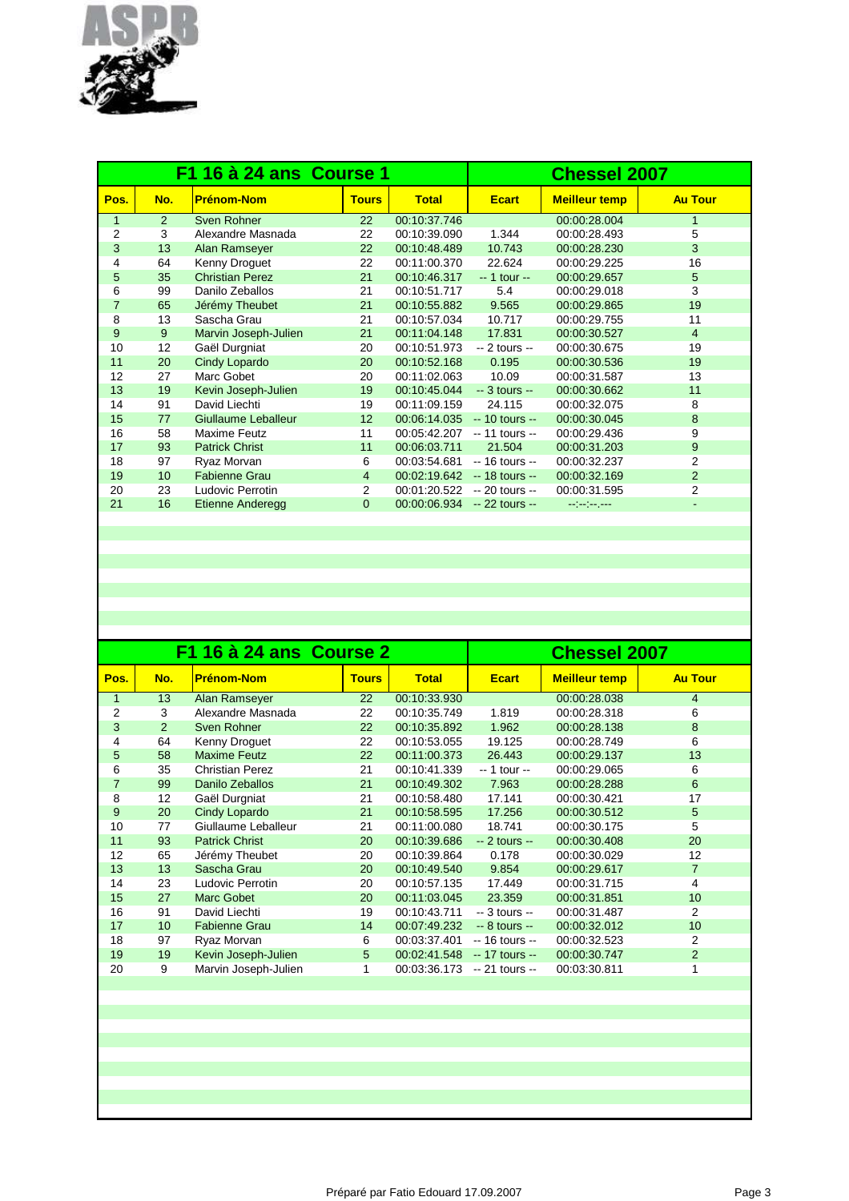## F1 16 à 24 ans Course 1 — Chessel 2007

| Pos. | No. | Prénom-Nom | Tours | Total | Ecart | Meilleur temp | Au Tour |
|---|---|---|---|---|---|---|---|
| 1 | 2 | Sven Rohner | 22 | 00:10:37.746 | | 00:00:28.004 | 1 |
| 2 | 3 | Alexandre Masnada | 22 | 00:10:39.090 | 1.344 | 00:00:28.493 | 5 |
| 3 | 13 | Alan Ramseyer | 22 | 00:10:48.489 | 10.743 | 00:00:28.230 | 3 |
| 4 | 64 | Kenny Droguet | 22 | 00:11:00.370 | 22.624 | 00:00:29.225 | 16 |
| 5 | 35 | Christian Perez | 21 | 00:10:46.317 | -- 1 tour -- | 00:00:29.657 | 5 |
| 6 | 99 | Danilo Zeballos | 21 | 00:10:51.717 | 5.4 | 00:00:29.018 | 3 |
| 7 | 65 | Jérémy Theubet | 21 | 00:10:55.882 | 9.565 | 00:00:29.865 | 19 |
| 8 | 13 | Sascha Grau | 21 | 00:10:57.034 | 10.717 | 00:00:29.755 | 11 |
| 9 | 9 | Marvin Joseph-Julien | 21 | 00:11:04.148 | 17.831 | 00:00:30.527 | 4 |
| 10 | 12 | Gaël Durgniat | 20 | 00:10:51.973 | -- 2 tours -- | 00:00:30.675 | 19 |
| 11 | 20 | Cindy Lopardo | 20 | 00:10:52.168 | 0.195 | 00:00:30.536 | 19 |
| 12 | 27 | Marc Gobet | 20 | 00:11:02.063 | 10.09 | 00:00:31.587 | 13 |
| 13 | 19 | Kevin Joseph-Julien | 19 | 00:10:45.044 | -- 3 tours -- | 00:00:30.662 | 11 |
| 14 | 91 | David Liechti | 19 | 00:11:09.159 | 24.115 | 00:00:32.075 | 8 |
| 15 | 77 | Giullaume Leballeur | 12 | 00:06:14.035 | -- 10 tours -- | 00:00:30.045 | 8 |
| 16 | 58 | Maxime Feutz | 11 | 00:05:42.207 | -- 11 tours -- | 00:00:29.436 | 9 |
| 17 | 93 | Patrick Christ | 11 | 00:06:03.711 | 21.504 | 00:00:31.203 | 9 |
| 18 | 97 | Ryaz Morvan | 6 | 00:03:54.681 | -- 16 tours -- | 00:00:32.237 | 2 |
| 19 | 10 | Fabienne Grau | 4 | 00:02:19.642 | -- 18 tours -- | 00:00:32.169 | 2 |
| 20 | 23 | Ludovic Perrotin | 2 | 00:01:20.522 | -- 20 tours -- | 00:00:31.595 | 2 |
| 21 | 16 | Etienne Anderegg | 0 | 00:00:06.934 | -- 22 tours -- | --:--:--.--- | - |

## F1 16 à 24 ans Course 2 — Chessel 2007

| Pos. | No. | Prénom-Nom | Tours | Total | Ecart | Meilleur temp | Au Tour |
|---|---|---|---|---|---|---|---|
| 1 | 13 | Alan Ramseyer | 22 | 00:10:33.930 | | 00:00:28.038 | 4 |
| 2 | 3 | Alexandre Masnada | 22 | 00:10:35.749 | 1.819 | 00:00:28.318 | 6 |
| 3 | 2 | Sven Rohner | 22 | 00:10:35.892 | 1.962 | 00:00:28.138 | 8 |
| 4 | 64 | Kenny Droguet | 22 | 00:10:53.055 | 19.125 | 00:00:28.749 | 6 |
| 5 | 58 | Maxime Feutz | 22 | 00:11:00.373 | 26.443 | 00:00:29.137 | 13 |
| 6 | 35 | Christian Perez | 21 | 00:10:41.339 | -- 1 tour -- | 00:00:29.065 | 6 |
| 7 | 99 | Danilo Zeballos | 21 | 00:10:49.302 | 7.963 | 00:00:28.288 | 6 |
| 8 | 12 | Gaël Durgniat | 21 | 00:10:58.480 | 17.141 | 00:00:30.421 | 17 |
| 9 | 20 | Cindy Lopardo | 21 | 00:10:58.595 | 17.256 | 00:00:30.512 | 5 |
| 10 | 77 | Giullaume Leballeur | 21 | 00:11:00.080 | 18.741 | 00:00:30.175 | 5 |
| 11 | 93 | Patrick Christ | 20 | 00:10:39.686 | -- 2 tours -- | 00:00:30.408 | 20 |
| 12 | 65 | Jérémy Theubet | 20 | 00:10:39.864 | 0.178 | 00:00:30.029 | 12 |
| 13 | 13 | Sascha Grau | 20 | 00:10:49.540 | 9.854 | 00:00:29.617 | 7 |
| 14 | 23 | Ludovic Perrotin | 20 | 00:10:57.135 | 17.449 | 00:00:31.715 | 4 |
| 15 | 27 | Marc Gobet | 20 | 00:11:03.045 | 23.359 | 00:00:31.851 | 10 |
| 16 | 91 | David Liechti | 19 | 00:10:43.711 | -- 3 tours -- | 00:00:31.487 | 2 |
| 17 | 10 | Fabienne Grau | 14 | 00:07:49.232 | -- 8 tours -- | 00:00:32.012 | 10 |
| 18 | 97 | Ryaz Morvan | 6 | 00:03:37.401 | -- 16 tours -- | 00:00:32.523 | 2 |
| 19 | 19 | Kevin Joseph-Julien | 5 | 00:02:41.548 | -- 17 tours -- | 00:00:30.747 | 2 |
| 20 | 9 | Marvin Joseph-Julien | 1 | 00:03:36.173 | -- 21 tours -- | 00:03:30.811 | 1 |

Préparé par Fatio Edouard 17.09.2007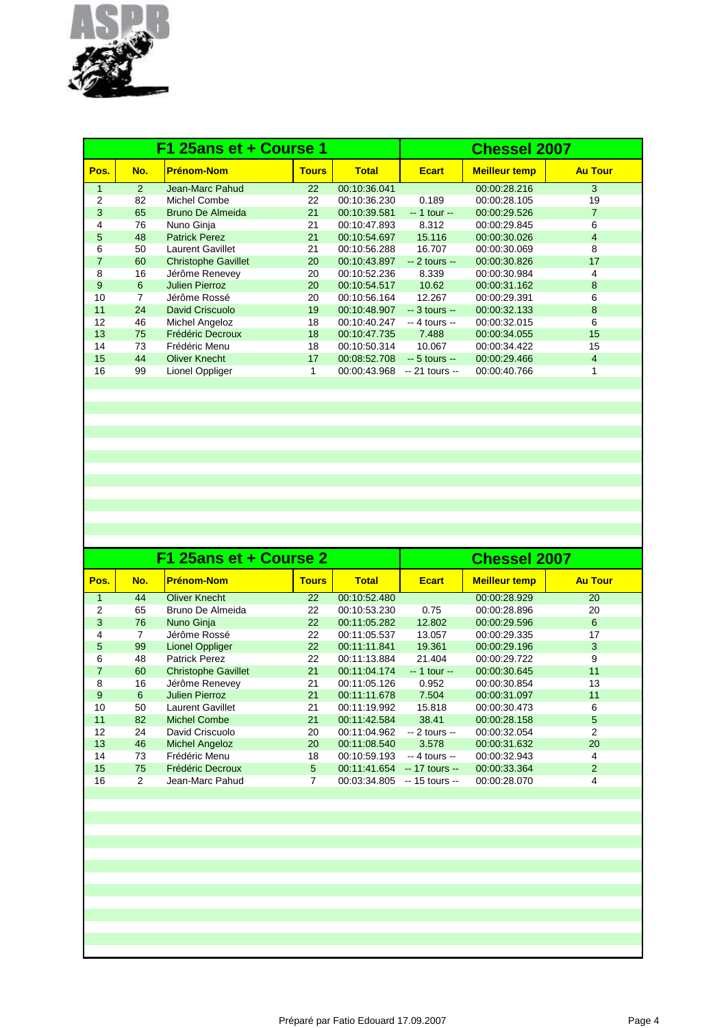## F1 25ans et + Course 1 — Chessel 2007

| Pos. | No. | Prénom-Nom | Tours | Total | Ecart | Meilleur temp | Au Tour |
|---|---|---|---|---|---|---|---|
| 1 | 2 | Jean-Marc Pahud | 22 | 00:10:36.041 | | 00:00:28.216 | 3 |
| 2 | 82 | Michel Combe | 22 | 00:10:36.230 | 0.189 | 00:00:28.105 | 19 |
| 3 | 65 | Bruno De Almeida | 21 | 00:10:39.581 | -- 1 tour -- | 00:00:29.526 | 7 |
| 4 | 76 | Nuno Ginja | 21 | 00:10:47.893 | 8.312 | 00:00:29.845 | 6 |
| 5 | 48 | Patrick Perez | 21 | 00:10:54.697 | 15.116 | 00:00:30.026 | 4 |
| 6 | 50 | Laurent Gavillet | 21 | 00:10:56.288 | 16.707 | 00:00:30.069 | 8 |
| 7 | 60 | Christophe Gavillet | 20 | 00:10:43.897 | -- 2 tours -- | 00:00:30.826 | 17 |
| 8 | 16 | Jérôme Renevey | 20 | 00:10:52.236 | 8.339 | 00:00:30.984 | 4 |
| 9 | 6 | Julien Pierroz | 20 | 00:10:54.517 | 10.62 | 00:00:31.162 | 8 |
| 10 | 7 | Jérôme Rossé | 20 | 00:10:56.164 | 12.267 | 00:00:29.391 | 6 |
| 11 | 24 | David Criscuolo | 19 | 00:10:48.907 | -- 3 tours -- | 00:00:32.133 | 8 |
| 12 | 46 | Michel Angeloz | 18 | 00:10:40.247 | -- 4 tours -- | 00:00:32.015 | 6 |
| 13 | 75 | Frédéric Decroux | 18 | 00:10:47.735 | 7.488 | 00:00:34.055 | 15 |
| 14 | 73 | Frédéric Menu | 18 | 00:10:50.314 | 10.067 | 00:00:34.422 | 15 |
| 15 | 44 | Oliver Knecht | 17 | 00:08:52.708 | -- 5 tours -- | 00:00:29.466 | 4 |
| 16 | 99 | Lionel Oppliger | 1 | 00:00:43.968 | -- 21 tours -- | 00:00:40.766 | 1 |

## F1 25ans et + Course 2 — Chessel 2007

| Pos. | No. | Prénom-Nom | Tours | Total | Ecart | Meilleur temp | Au Tour |
|---|---|---|---|---|---|---|---|
| 1 | 44 | Oliver Knecht | 22 | 00:10:52.480 | | 00:00:28.929 | 20 |
| 2 | 65 | Bruno De Almeida | 22 | 00:10:53.230 | 0.75 | 00:00:28.896 | 20 |
| 3 | 76 | Nuno Ginja | 22 | 00:11:05.282 | 12.802 | 00:00:29.596 | 6 |
| 4 | 7 | Jérôme Rossé | 22 | 00:11:05.537 | 13.057 | 00:00:29.335 | 17 |
| 5 | 99 | Lionel Oppliger | 22 | 00:11:11.841 | 19.361 | 00:00:29.196 | 3 |
| 6 | 48 | Patrick Perez | 22 | 00:11:13.884 | 21.404 | 00:00:29.722 | 9 |
| 7 | 60 | Christophe Gavillet | 21 | 00:11:04.174 | -- 1 tour -- | 00:00:30.645 | 11 |
| 8 | 16 | Jérôme Renevey | 21 | 00:11:05.126 | 0.952 | 00:00:30.854 | 13 |
| 9 | 6 | Julien Pierroz | 21 | 00:11:11.678 | 7.504 | 00:00:31.097 | 11 |
| 10 | 50 | Laurent Gavillet | 21 | 00:11:19.992 | 15.818 | 00:00:30.473 | 6 |
| 11 | 82 | Michel Combe | 21 | 00:11:42.584 | 38.41 | 00:00:28.158 | 5 |
| 12 | 24 | David Criscuolo | 20 | 00:11:04.962 | -- 2 tours -- | 00:00:32.054 | 2 |
| 13 | 46 | Michel Angeloz | 20 | 00:11:08.540 | 3.578 | 00:00:31.632 | 20 |
| 14 | 73 | Frédéric Menu | 18 | 00:10:59.193 | -- 4 tours -- | 00:00:32.943 | 4 |
| 15 | 75 | Frédéric Decroux | 5 | 00:11:41.654 | -- 17 tours -- | 00:00:33.364 | 2 |
| 16 | 2 | Jean-Marc Pahud | 7 | 00:03:34.805 | -- 15 tours -- | 00:00:28.070 | 4 |

Préparé par Fatio Edouard 17.09.2007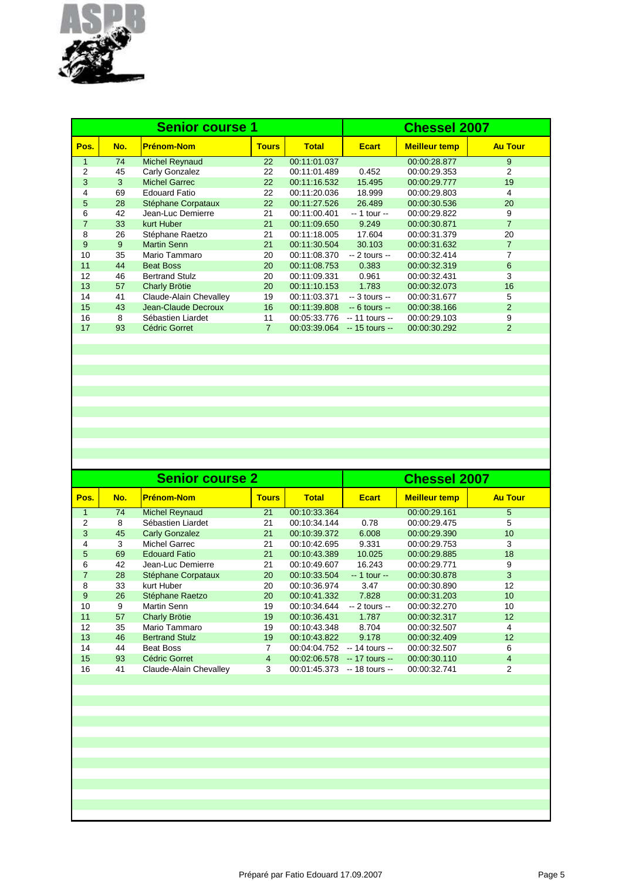ASPB

| Senior course 1 | | | | | Chessel 2007 | | |
|---|---|---|---|---|---|---|---|
| **Pos.** | **No.** | **Prénom-Nom** | **Tours** | **Total** | **Ecart** | **Meilleur temp** | **Au Tour** |
| 1 | 74 | Michel Reynaud | 22 | 00:11:01.037 | | 00:00:28.877 | 9 |
| 2 | 45 | Carly Gonzalez | 22 | 00:11:01.489 | 0.452 | 00:00:29.353 | 2 |
| 3 | 3 | Michel Garrec | 22 | 00:11:16.532 | 15.495 | 00:00:29.777 | 19 |
| 4 | 69 | Edouard Fatio | 22 | 00:11:20.036 | 18.999 | 00:00:29.803 | 4 |
| 5 | 28 | Stéphane Corpataux | 22 | 00:11:27.526 | 26.489 | 00:00:30.536 | 20 |
| 6 | 42 | Jean-Luc Demierre | 21 | 00:11:00.401 | -- 1 tour -- | 00:00:29.822 | 9 |
| 7 | 33 | kurt Huber | 21 | 00:11:09.650 | 9.249 | 00:00:30.871 | 7 |
| 8 | 26 | Stéphane Raetzo | 21 | 00:11:18.005 | 17.604 | 00:00:31.379 | 20 |
| 9 | 9 | Martin Senn | 21 | 00:11:30.504 | 30.103 | 00:00:31.632 | 7 |
| 10 | 35 | Mario Tammaro | 20 | 00:11:08.370 | -- 2 tours -- | 00:00:32.414 | 7 |
| 11 | 44 | Beat Boss | 20 | 00:11:08.753 | 0.383 | 00:00:32.319 | 6 |
| 12 | 46 | Bertrand Stulz | 20 | 00:11:09.331 | 0.961 | 00:00:32.431 | 3 |
| 13 | 57 | Charly Brötie | 20 | 00:11:10.153 | 1.783 | 00:00:32.073 | 16 |
| 14 | 41 | Claude-Alain Chevalley | 19 | 00:11:03.371 | -- 3 tours -- | 00:00:31.677 | 5 |
| 15 | 43 | Jean-Claude Decroux | 16 | 00:11:39.808 | -- 6 tours -- | 00:00:38.166 | 2 |
| 16 | 8 | Sébastien Liardet | 11 | 00:05:33.776 | -- 11 tours -- | 00:00:29.103 | 9 |
| 17 | 93 | Cédric Gorret | 7 | 00:03:39.064 | -- 15 tours -- | 00:00:30.292 | 2 |

| Senior course 2 | | | | | Chessel 2007 | | |
|---|---|---|---|---|---|---|---|
| **Pos.** | **No.** | **Prénom-Nom** | **Tours** | **Total** | **Ecart** | **Meilleur temp** | **Au Tour** |
| 1 | 74 | Michel Reynaud | 21 | 00:10:33.364 | | 00:00:29.161 | 5 |
| 2 | 8 | Sébastien Liardet | 21 | 00:10:34.144 | 0.78 | 00:00:29.475 | 5 |
| 3 | 45 | Carly Gonzalez | 21 | 00:10:39.372 | 6.008 | 00:00:29.390 | 10 |
| 4 | 3 | Michel Garrec | 21 | 00:10:42.695 | 9.331 | 00:00:29.753 | 3 |
| 5 | 69 | Edouard Fatio | 21 | 00:10:43.389 | 10.025 | 00:00:29.885 | 18 |
| 6 | 42 | Jean-Luc Demierre | 21 | 00:10:49.607 | 16.243 | 00:00:29.771 | 9 |
| 7 | 28 | Stéphane Corpataux | 20 | 00:10:33.504 | -- 1 tour -- | 00:00:30.878 | 3 |
| 8 | 33 | kurt Huber | 20 | 00:10:36.974 | 3.47 | 00:00:30.890 | 12 |
| 9 | 26 | Stéphane Raetzo | 20 | 00:10:41.332 | 7.828 | 00:00:31.203 | 10 |
| 10 | 9 | Martin Senn | 19 | 00:10:34.644 | -- 2 tours -- | 00:00:32.270 | 10 |
| 11 | 57 | Charly Brötie | 19 | 00:10:36.431 | 1.787 | 00:00:32.317 | 12 |
| 12 | 35 | Mario Tammaro | 19 | 00:10:43.348 | 8.704 | 00:00:32.507 | 4 |
| 13 | 46 | Bertrand Stulz | 19 | 00:10:43.822 | 9.178 | 00:00:32.409 | 12 |
| 14 | 44 | Beat Boss | 7 | 00:04:04.752 | -- 14 tours -- | 00:00:32.507 | 6 |
| 15 | 93 | Cédric Gorret | 4 | 00:02:06.578 | -- 17 tours -- | 00:00:30.110 | 4 |
| 16 | 41 | Claude-Alain Chevalley | 3 | 00:01:45.373 | -- 18 tours -- | 00:00:32.741 | 2 |

Préparé par Fatio Edouard 17.09.2007